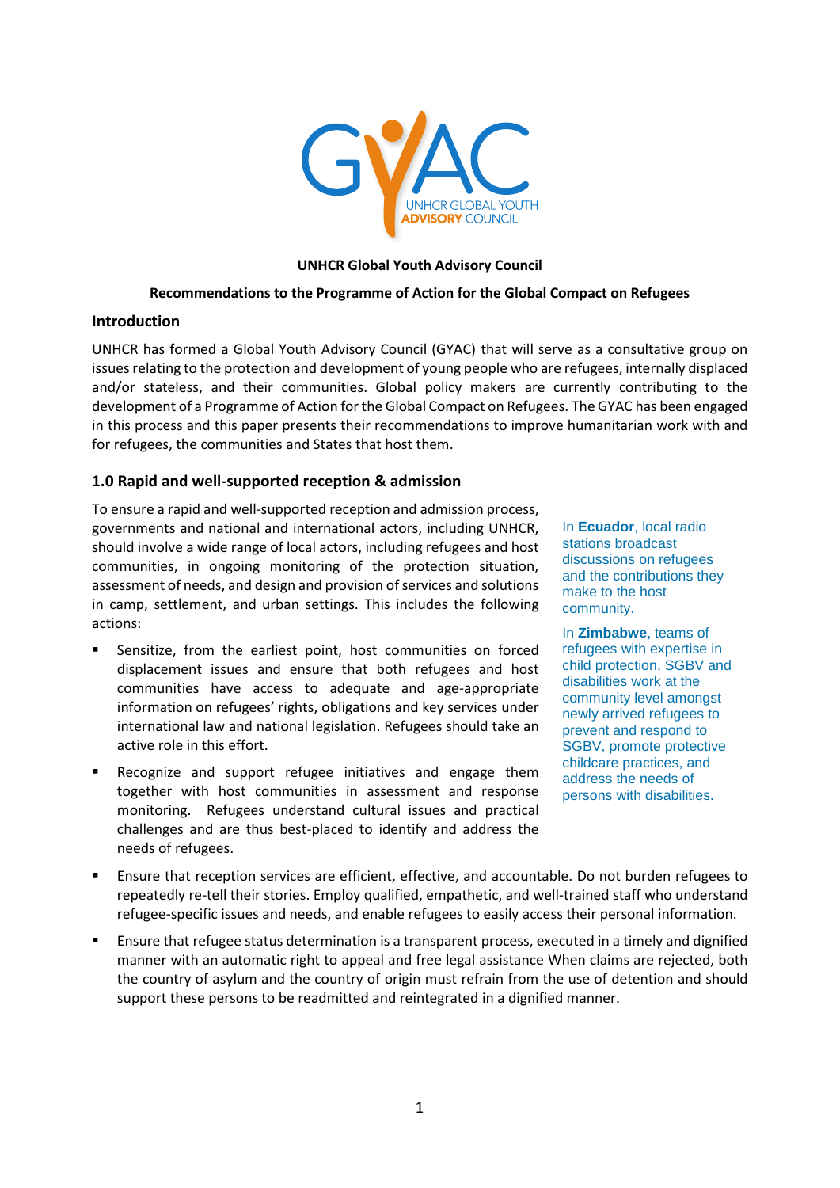**UNHCR Global Youth Advisory Council**

**Recommendations to the Programme of Action for the Global Compact on Refugees**

## Introduction

UNHCR has formed a Global Youth Advisory Council (GYAC) that will serve as a consultative group on issues relating to the protection and development of young people who are refugees, internally displaced and/or stateless, and their communities. Global policy makers are currently contributing to the development of a Programme of Action for the Global Compact on Refugees. The GYAC has been engaged in this process and this paper presents their recommendations to improve humanitarian work with and for refugees, the communities and States that host them.

## 1.0 Rapid and well-supported reception & admission

To ensure a rapid and well-supported reception and admission process, governments and national and international actors, including UNHCR, should involve a wide range of local actors, including refugees and host communities, in ongoing monitoring of the protection situation, assessment of needs, and design and provision of services and solutions in camp, settlement, and urban settings. This includes the following actions:

- Sensitize, from the earliest point, host communities on forced displacement issues and ensure that both refugees and host communities have access to adequate and age-appropriate information on refugees' rights, obligations and key services under international law and national legislation. Refugees should take an active role in this effort.
- Recognize and support refugee initiatives and engage them together with host communities in assessment and response monitoring. Refugees understand cultural issues and practical challenges and are thus best-placed to identify and address the needs of refugees.
- Ensure that reception services are efficient, effective, and accountable. Do not burden refugees to repeatedly re-tell their stories. Employ qualified, empathetic, and well-trained staff who understand refugee-specific issues and needs, and enable refugees to easily access their personal information.
- Ensure that refugee status determination is a transparent process, executed in a timely and dignified manner with an automatic right to appeal and free legal assistance When claims are rejected, both the country of asylum and the country of origin must refrain from the use of detention and should support these persons to be readmitted and reintegrated in a dignified manner.

In **Ecuador**, local radio stations broadcast discussions on refugees and the contributions they make to the host community.

In **Zimbabwe**, teams of refugees with expertise in child protection, SGBV and disabilities work at the community level amongst newly arrived refugees to prevent and respond to SGBV, promote protective childcare practices, and address the needs of persons with disabilities**.**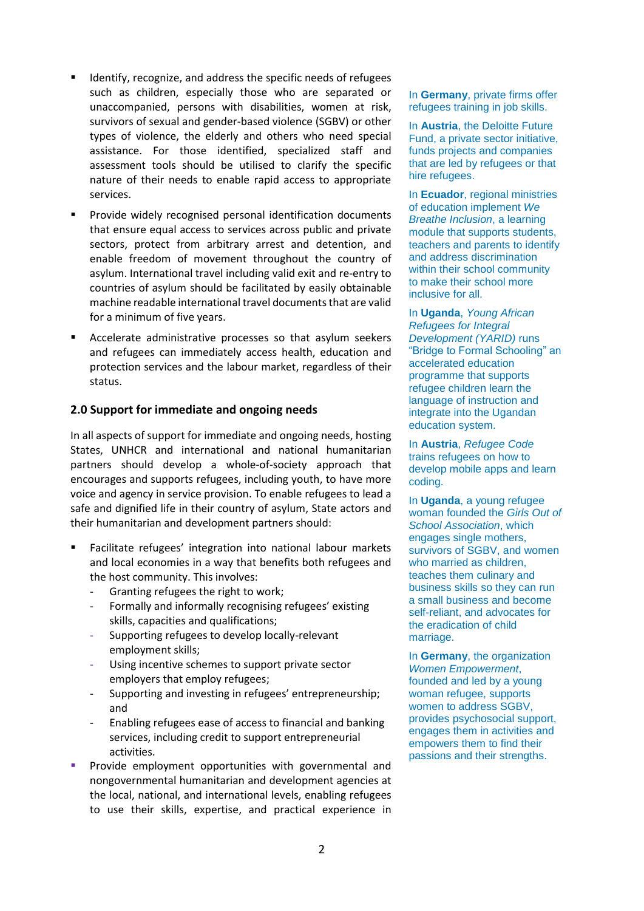- Identify, recognize, and address the specific needs of refugees such as children, especially those who are separated or unaccompanied, persons with disabilities, women at risk, survivors of sexual and gender-based violence (SGBV) or other types of violence, the elderly and others who need special assistance. For those identified, specialized staff and assessment tools should be utilised to clarify the specific nature of their needs to enable rapid access to appropriate services.
- Provide widely recognised personal identification documents that ensure equal access to services across public and private sectors, protect from arbitrary arrest and detention, and enable freedom of movement throughout the country of asylum. International travel including valid exit and re-entry to countries of asylum should be facilitated by easily obtainable machine readable international travel documents that are valid for a minimum of five years.
- Accelerate administrative processes so that asylum seekers and refugees can immediately access health, education and protection services and the labour market, regardless of their status.

## 2.0 Support for immediate and ongoing needs

In all aspects of support for immediate and ongoing needs, hosting States, UNHCR and international and national humanitarian partners should develop a whole-of-society approach that encourages and supports refugees, including youth, to have more voice and agency in service provision. To enable refugees to lead a safe and dignified life in their country of asylum, State actors and their humanitarian and development partners should:

- Facilitate refugees' integration into national labour markets and local economies in a way that benefits both refugees and the host community. This involves:
  - Granting refugees the right to work;
  - Formally and informally recognising refugees' existing skills, capacities and qualifications;
  - Supporting refugees to develop locally-relevant employment skills;
  - Using incentive schemes to support private sector employers that employ refugees;
  - Supporting and investing in refugees' entrepreneurship; and
  - Enabling refugees ease of access to financial and banking services, including credit to support entrepreneurial activities.
- Provide employment opportunities with governmental and nongovernmental humanitarian and development agencies at the local, national, and international levels, enabling refugees to use their skills, expertise, and practical experience in

In **Germany**, private firms offer refugees training in job skills.

In **Austria**, the Deloitte Future Fund, a private sector initiative, funds projects and companies that are led by refugees or that hire refugees.

In **Ecuador**, regional ministries of education implement *We Breathe Inclusion*, a learning module that supports students, teachers and parents to identify and address discrimination within their school community to make their school more inclusive for all.

In **Uganda**, *Young African Refugees for Integral Development (YARID)* runs "Bridge to Formal Schooling" an accelerated education programme that supports refugee children learn the language of instruction and integrate into the Ugandan education system.

In **Austria**, *Refugee Code* trains refugees on how to develop mobile apps and learn coding.

In **Uganda**, a young refugee woman founded the *Girls Out of School Association*, which engages single mothers, survivors of SGBV, and women who married as children, teaches them culinary and business skills so they can run a small business and become self-reliant, and advocates for the eradication of child marriage.

In **Germany**, the organization *Women Empowerment*, founded and led by a young woman refugee, supports women to address SGBV, provides psychosocial support, engages them in activities and empowers them to find their passions and their strengths.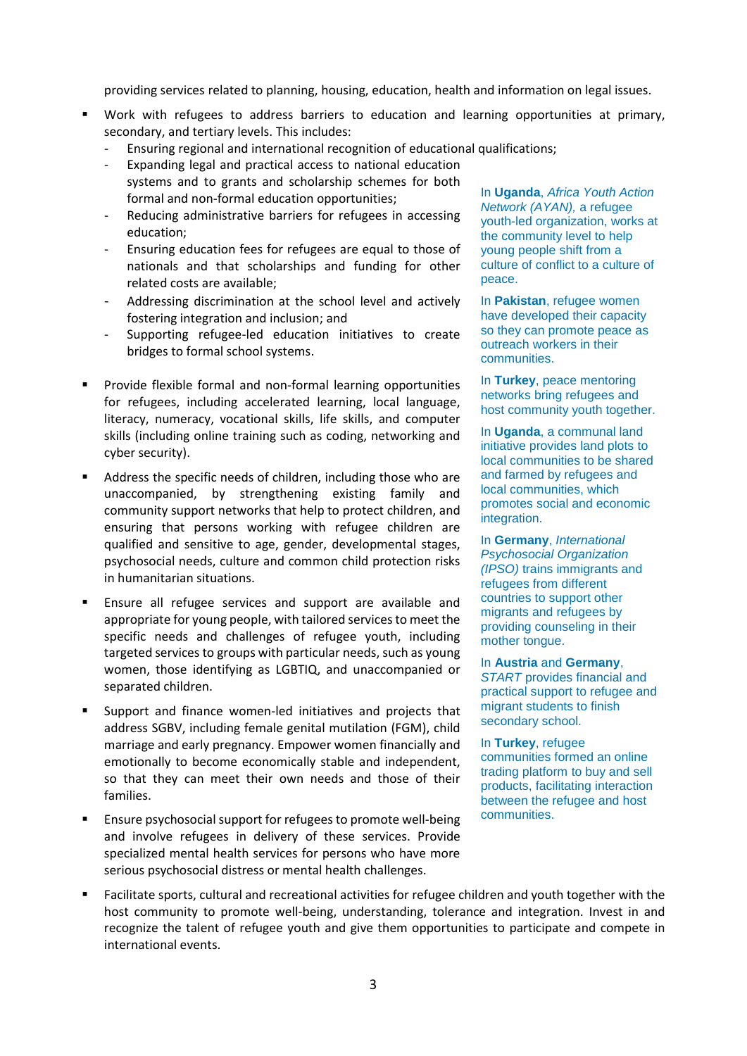providing services related to planning, housing, education, health and information on legal issues.

- Work with refugees to address barriers to education and learning opportunities at primary, secondary, and tertiary levels. This includes:
  - Ensuring regional and international recognition of educational qualifications;
  - Expanding legal and practical access to national education systems and to grants and scholarship schemes for both formal and non-formal education opportunities;
  - Reducing administrative barriers for refugees in accessing education;
  - Ensuring education fees for refugees are equal to those of nationals and that scholarships and funding for other related costs are available;
  - Addressing discrimination at the school level and actively fostering integration and inclusion; and
  - Supporting refugee-led education initiatives to create bridges to formal school systems.
- Provide flexible formal and non-formal learning opportunities for refugees, including accelerated learning, local language, literacy, numeracy, vocational skills, life skills, and computer skills (including online training such as coding, networking and cyber security).
- Address the specific needs of children, including those who are unaccompanied, by strengthening existing family and community support networks that help to protect children, and ensuring that persons working with refugee children are qualified and sensitive to age, gender, developmental stages, psychosocial needs, culture and common child protection risks in humanitarian situations.
- Ensure all refugee services and support are available and appropriate for young people, with tailored services to meet the specific needs and challenges of refugee youth, including targeted services to groups with particular needs, such as young women, those identifying as LGBTIQ, and unaccompanied or separated children.
- Support and finance women-led initiatives and projects that address SGBV, including female genital mutilation (FGM), child marriage and early pregnancy. Empower women financially and emotionally to become economically stable and independent, so that they can meet their own needs and those of their families.
- Ensure psychosocial support for refugees to promote well-being and involve refugees in delivery of these services. Provide specialized mental health services for persons who have more serious psychosocial distress or mental health challenges.
- Facilitate sports, cultural and recreational activities for refugee children and youth together with the host community to promote well-being, understanding, tolerance and integration. Invest in and recognize the talent of refugee youth and give them opportunities to participate and compete in international events.

In **Uganda**, *Africa Youth Action Network (AYAN),* a refugee youth-led organization, works at the community level to help young people shift from a culture of conflict to a culture of peace.

In **Pakistan**, refugee women have developed their capacity so they can promote peace as outreach workers in their communities.

In **Turkey**, peace mentoring networks bring refugees and host community youth together.

In **Uganda**, a communal land initiative provides land plots to local communities to be shared and farmed by refugees and local communities, which promotes social and economic integration.

In **Germany**, *International Psychosocial Organization (IPSO)* trains immigrants and refugees from different countries to support other migrants and refugees by providing counseling in their mother tongue.

In **Austria** and **Germany**, *START* provides financial and practical support to refugee and migrant students to finish secondary school.

In **Turkey**, refugee communities formed an online trading platform to buy and sell products, facilitating interaction between the refugee and host communities.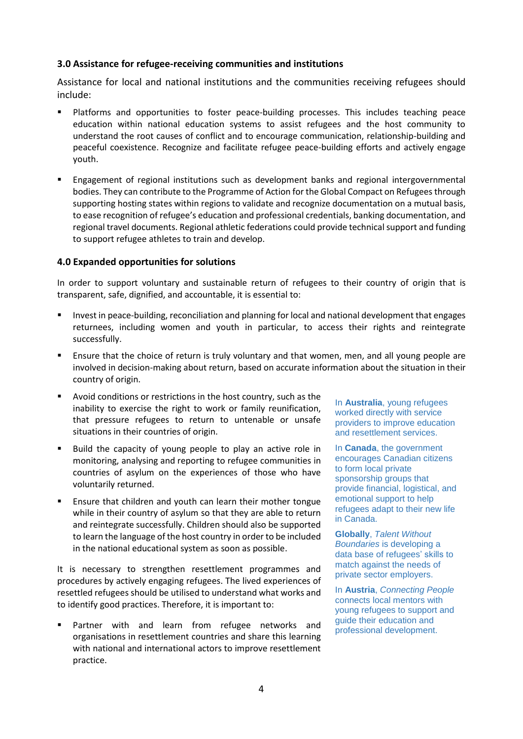### 3.0 Assistance for refugee-receiving communities and institutions

Assistance for local and national institutions and the communities receiving refugees should include:

- Platforms and opportunities to foster peace-building processes. This includes teaching peace education within national education systems to assist refugees and the host community to understand the root causes of conflict and to encourage communication, relationship-building and peaceful coexistence. Recognize and facilitate refugee peace-building efforts and actively engage youth.

- Engagement of regional institutions such as development banks and regional intergovernmental bodies. They can contribute to the Programme of Action for the Global Compact on Refugees through supporting hosting states within regions to validate and recognize documentation on a mutual basis, to ease recognition of refugee's education and professional credentials, banking documentation, and regional travel documents. Regional athletic federations could provide technical support and funding to support refugee athletes to train and develop.

### 4.0 Expanded opportunities for solutions

In order to support voluntary and sustainable return of refugees to their country of origin that is transparent, safe, dignified, and accountable, it is essential to:

- Invest in peace-building, reconciliation and planning for local and national development that engages returnees, including women and youth in particular, to access their rights and reintegrate successfully.
- Ensure that the choice of return is truly voluntary and that women, men, and all young people are involved in decision-making about return, based on accurate information about the situation in their country of origin.
- Avoid conditions or restrictions in the host country, such as the inability to exercise the right to work or family reunification, that pressure refugees to return to untenable or unsafe situations in their countries of origin.
- Build the capacity of young people to play an active role in monitoring, analysing and reporting to refugee communities in countries of asylum on the experiences of those who have voluntarily returned.
- Ensure that children and youth can learn their mother tongue while in their country of asylum so that they are able to return and reintegrate successfully. Children should also be supported to learn the language of the host country in order to be included in the national educational system as soon as possible.

It is necessary to strengthen resettlement programmes and procedures by actively engaging refugees. The lived experiences of resettled refugees should be utilised to understand what works and to identify good practices. Therefore, it is important to:

- Partner with and learn from refugee networks and organisations in resettlement countries and share this learning with national and international actors to improve resettlement practice.

In **Australia**, young refugees worked directly with service providers to improve education and resettlement services.

In **Canada**, the government encourages Canadian citizens to form local private sponsorship groups that provide financial, logistical, and emotional support to help refugees adapt to their new life in Canada.

**Globally**, *Talent Without Boundaries* is developing a data base of refugees' skills to match against the needs of private sector employers.

In **Austria**, *Connecting People* connects local mentors with young refugees to support and guide their education and professional development.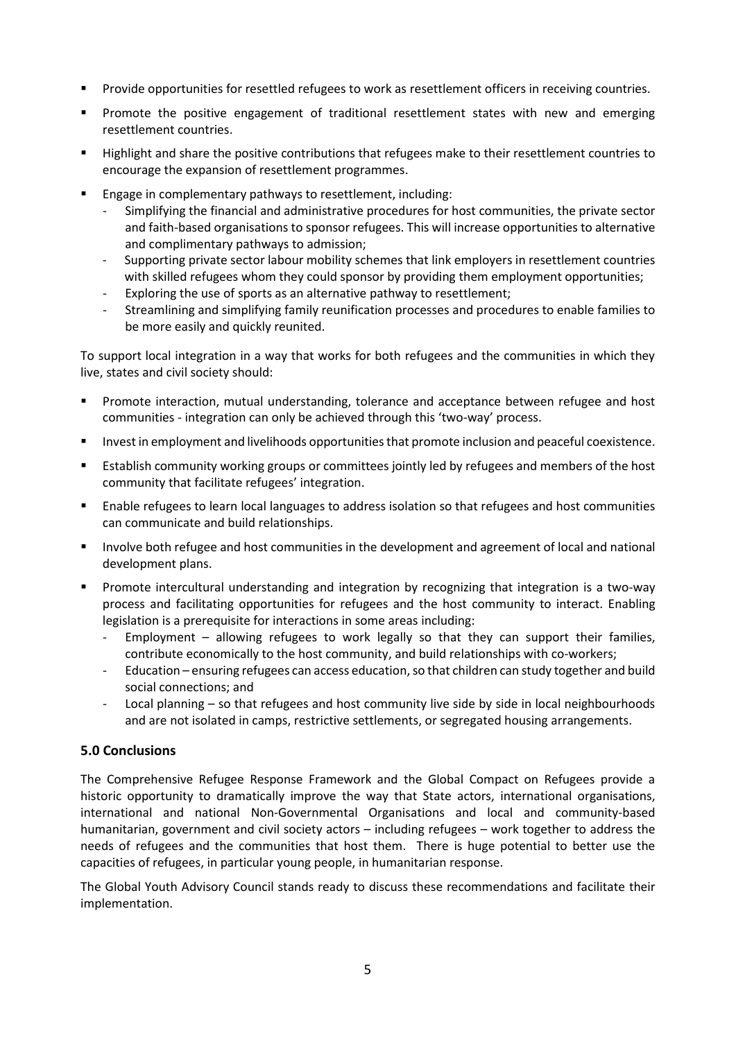- Provide opportunities for resettled refugees to work as resettlement officers in receiving countries.
- Promote the positive engagement of traditional resettlement states with new and emerging resettlement countries.
- Highlight and share the positive contributions that refugees make to their resettlement countries to encourage the expansion of resettlement programmes.
- Engage in complementary pathways to resettlement, including:
  - Simplifying the financial and administrative procedures for host communities, the private sector and faith-based organisations to sponsor refugees. This will increase opportunities to alternative and complimentary pathways to admission;
  - Supporting private sector labour mobility schemes that link employers in resettlement countries with skilled refugees whom they could sponsor by providing them employment opportunities;
  - Exploring the use of sports as an alternative pathway to resettlement;
  - Streamlining and simplifying family reunification processes and procedures to enable families to be more easily and quickly reunited.

To support local integration in a way that works for both refugees and the communities in which they live, states and civil society should:

- Promote interaction, mutual understanding, tolerance and acceptance between refugee and host communities - integration can only be achieved through this 'two-way' process.
- Invest in employment and livelihoods opportunities that promote inclusion and peaceful coexistence.
- Establish community working groups or committees jointly led by refugees and members of the host community that facilitate refugees' integration.
- Enable refugees to learn local languages to address isolation so that refugees and host communities can communicate and build relationships.
- Involve both refugee and host communities in the development and agreement of local and national development plans.
- Promote intercultural understanding and integration by recognizing that integration is a two-way process and facilitating opportunities for refugees and the host community to interact. Enabling legislation is a prerequisite for interactions in some areas including:
  - Employment – allowing refugees to work legally so that they can support their families, contribute economically to the host community, and build relationships with co-workers;
  - Education – ensuring refugees can access education, so that children can study together and build social connections; and
  - Local planning – so that refugees and host community live side by side in local neighbourhoods and are not isolated in camps, restrictive settlements, or segregated housing arrangements.

## 5.0 Conclusions

The Comprehensive Refugee Response Framework and the Global Compact on Refugees provide a historic opportunity to dramatically improve the way that State actors, international organisations, international and national Non-Governmental Organisations and local and community-based humanitarian, government and civil society actors – including refugees – work together to address the needs of refugees and the communities that host them. There is huge potential to better use the capacities of refugees, in particular young people, in humanitarian response.

The Global Youth Advisory Council stands ready to discuss these recommendations and facilitate their implementation.